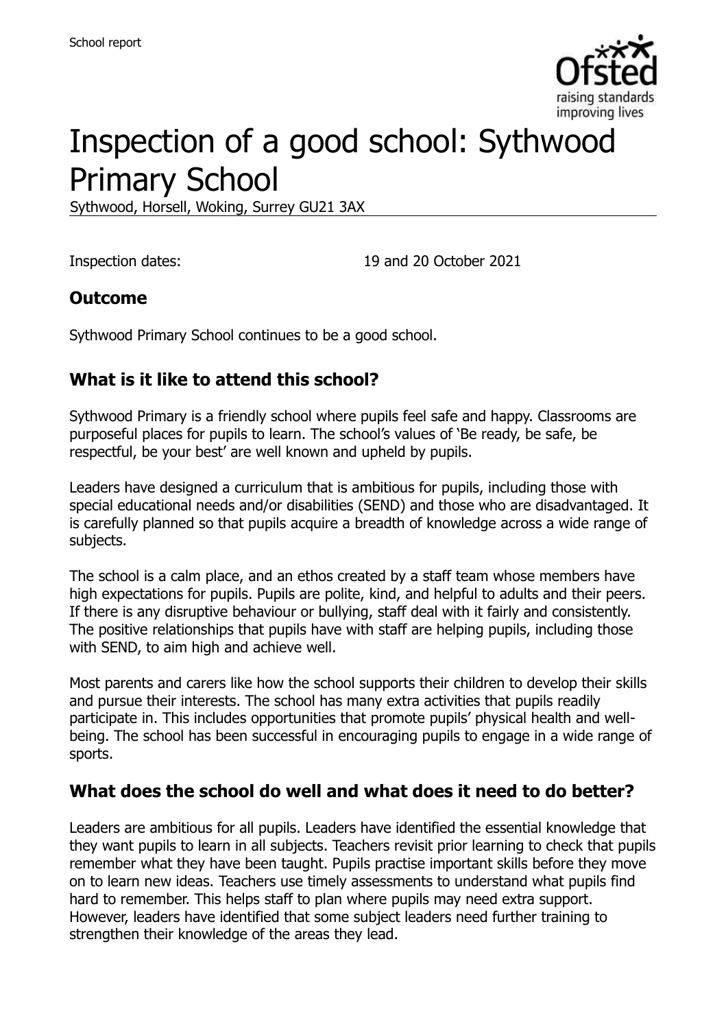# Inspection of a good school: Sythwood Primary School

Sythwood, Horsell, Woking, Surrey GU21 3AX

Inspection dates: 19 and 20 October 2021

## Outcome

Sythwood Primary School continues to be a good school.

## What is it like to attend this school?

Sythwood Primary is a friendly school where pupils feel safe and happy. Classrooms are purposeful places for pupils to learn. The school's values of 'Be ready, be safe, be respectful, be your best' are well known and upheld by pupils.

Leaders have designed a curriculum that is ambitious for pupils, including those with special educational needs and/or disabilities (SEND) and those who are disadvantaged. It is carefully planned so that pupils acquire a breadth of knowledge across a wide range of subjects.

The school is a calm place, and an ethos created by a staff team whose members have high expectations for pupils. Pupils are polite, kind, and helpful to adults and their peers. If there is any disruptive behaviour or bullying, staff deal with it fairly and consistently. The positive relationships that pupils have with staff are helping pupils, including those with SEND, to aim high and achieve well.

Most parents and carers like how the school supports their children to develop their skills and pursue their interests. The school has many extra activities that pupils readily participate in. This includes opportunities that promote pupils' physical health and well-being. The school has been successful in encouraging pupils to engage in a wide range of sports.

## What does the school do well and what does it need to do better?

Leaders are ambitious for all pupils. Leaders have identified the essential knowledge that they want pupils to learn in all subjects. Teachers revisit prior learning to check that pupils remember what they have been taught. Pupils practise important skills before they move on to learn new ideas. Teachers use timely assessments to understand what pupils find hard to remember. This helps staff to plan where pupils may need extra support. However, leaders have identified that some subject leaders need further training to strengthen their knowledge of the areas they lead.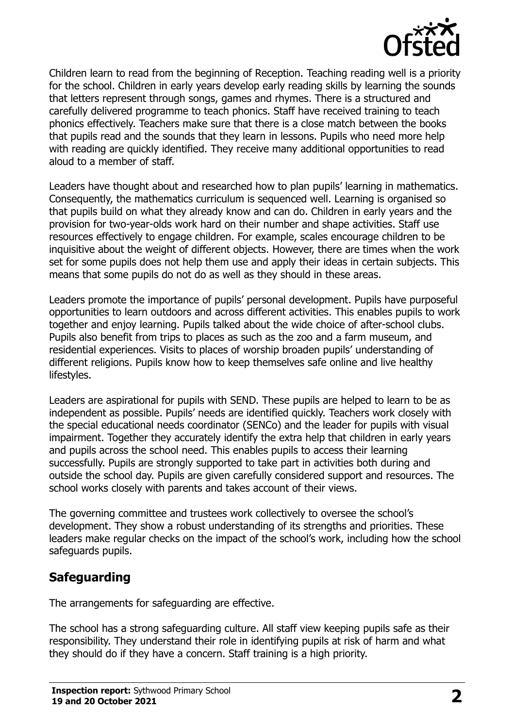Children learn to read from the beginning of Reception. Teaching reading well is a priority for the school. Children in early years develop early reading skills by learning the sounds that letters represent through songs, games and rhymes. There is a structured and carefully delivered programme to teach phonics. Staff have received training to teach phonics effectively. Teachers make sure that there is a close match between the books that pupils read and the sounds that they learn in lessons. Pupils who need more help with reading are quickly identified. They receive many additional opportunities to read aloud to a member of staff.

Leaders have thought about and researched how to plan pupils' learning in mathematics. Consequently, the mathematics curriculum is sequenced well. Learning is organised so that pupils build on what they already know and can do. Children in early years and the provision for two-year-olds work hard on their number and shape activities. Staff use resources effectively to engage children. For example, scales encourage children to be inquisitive about the weight of different objects. However, there are times when the work set for some pupils does not help them use and apply their ideas in certain subjects. This means that some pupils do not do as well as they should in these areas.

Leaders promote the importance of pupils' personal development. Pupils have purposeful opportunities to learn outdoors and across different activities. This enables pupils to work together and enjoy learning. Pupils talked about the wide choice of after-school clubs. Pupils also benefit from trips to places as such as the zoo and a farm museum, and residential experiences. Visits to places of worship broaden pupils' understanding of different religions. Pupils know how to keep themselves safe online and live healthy lifestyles.

Leaders are aspirational for pupils with SEND. These pupils are helped to learn to be as independent as possible. Pupils' needs are identified quickly. Teachers work closely with the special educational needs coordinator (SENCo) and the leader for pupils with visual impairment. Together they accurately identify the extra help that children in early years and pupils across the school need. This enables pupils to access their learning successfully. Pupils are strongly supported to take part in activities both during and outside the school day. Pupils are given carefully considered support and resources. The school works closely with parents and takes account of their views.

The governing committee and trustees work collectively to oversee the school's development. They show a robust understanding of its strengths and priorities. These leaders make regular checks on the impact of the school's work, including how the school safeguards pupils.

## Safeguarding

The arrangements for safeguarding are effective.

The school has a strong safeguarding culture. All staff view keeping pupils safe as their responsibility. They understand their role in identifying pupils at risk of harm and what they should do if they have a concern. Staff training is a high priority.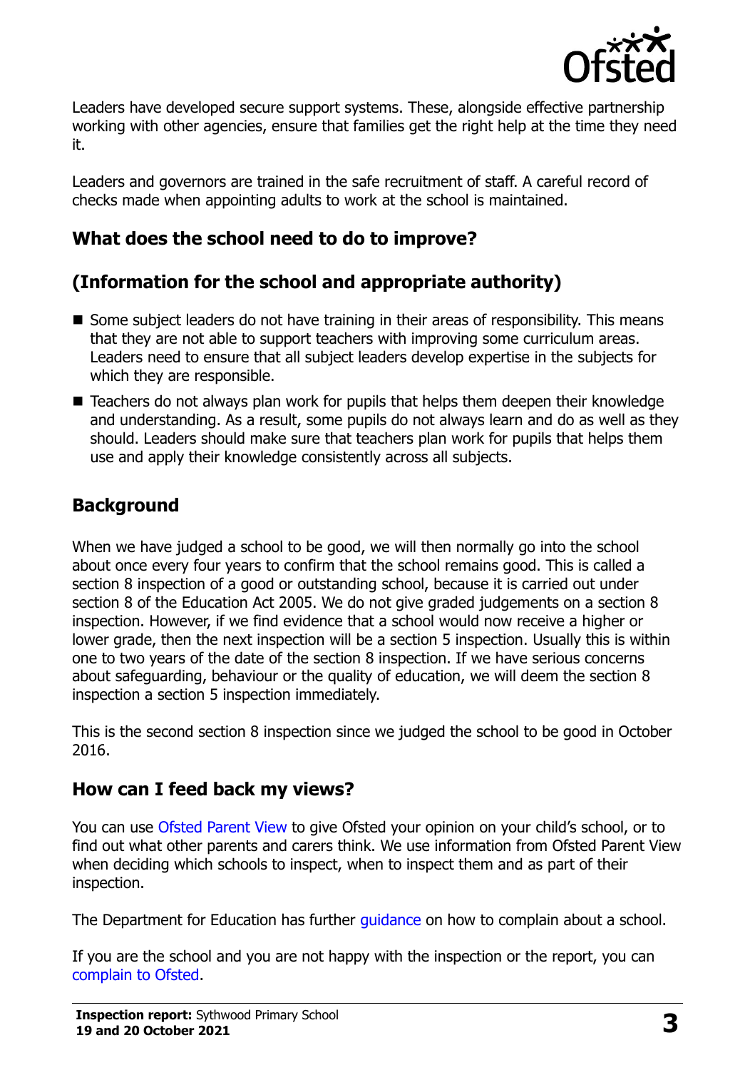Leaders have developed secure support systems. These, alongside effective partnership working with other agencies, ensure that families get the right help at the time they need it.

Leaders and governors are trained in the safe recruitment of staff. A careful record of checks made when appointing adults to work at the school is maintained.

## What does the school need to do to improve?

## (Information for the school and appropriate authority)

- Some subject leaders do not have training in their areas of responsibility. This means that they are not able to support teachers with improving some curriculum areas. Leaders need to ensure that all subject leaders develop expertise in the subjects for which they are responsible.
- Teachers do not always plan work for pupils that helps them deepen their knowledge and understanding. As a result, some pupils do not always learn and do as well as they should. Leaders should make sure that teachers plan work for pupils that helps them use and apply their knowledge consistently across all subjects.

## Background

When we have judged a school to be good, we will then normally go into the school about once every four years to confirm that the school remains good. This is called a section 8 inspection of a good or outstanding school, because it is carried out under section 8 of the Education Act 2005. We do not give graded judgements on a section 8 inspection. However, if we find evidence that a school would now receive a higher or lower grade, then the next inspection will be a section 5 inspection. Usually this is within one to two years of the date of the section 8 inspection. If we have serious concerns about safeguarding, behaviour or the quality of education, we will deem the section 8 inspection a section 5 inspection immediately.

This is the second section 8 inspection since we judged the school to be good in October 2016.

## How can I feed back my views?

You can use Ofsted Parent View to give Ofsted your opinion on your child's school, or to find out what other parents and carers think. We use information from Ofsted Parent View when deciding which schools to inspect, when to inspect them and as part of their inspection.

The Department for Education has further guidance on how to complain about a school.

If you are the school and you are not happy with the inspection or the report, you can complain to Ofsted.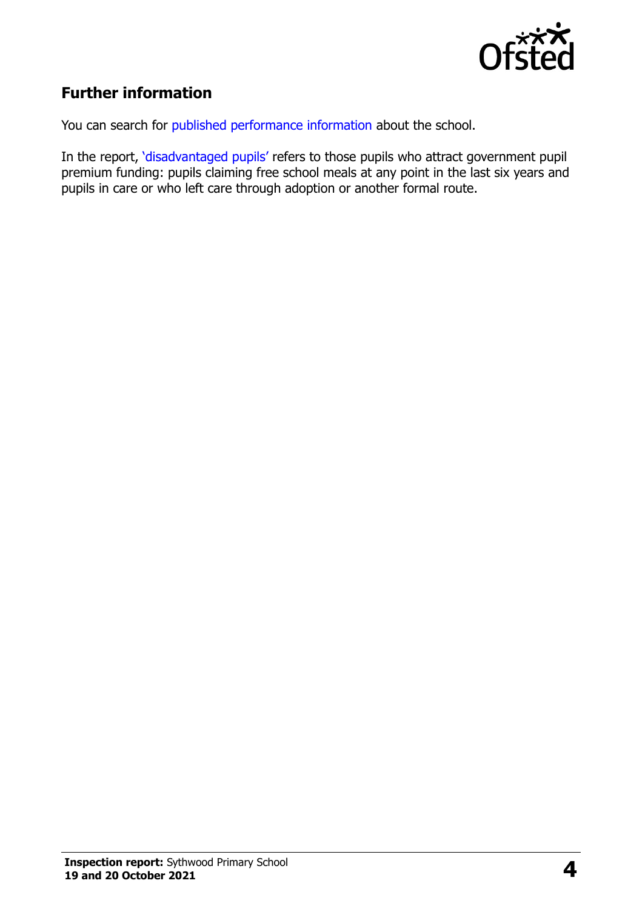## Further information

You can search for published performance information about the school.

In the report, 'disadvantaged pupils' refers to those pupils who attract government pupil premium funding: pupils claiming free school meals at any point in the last six years and pupils in care or who left care through adoption or another formal route.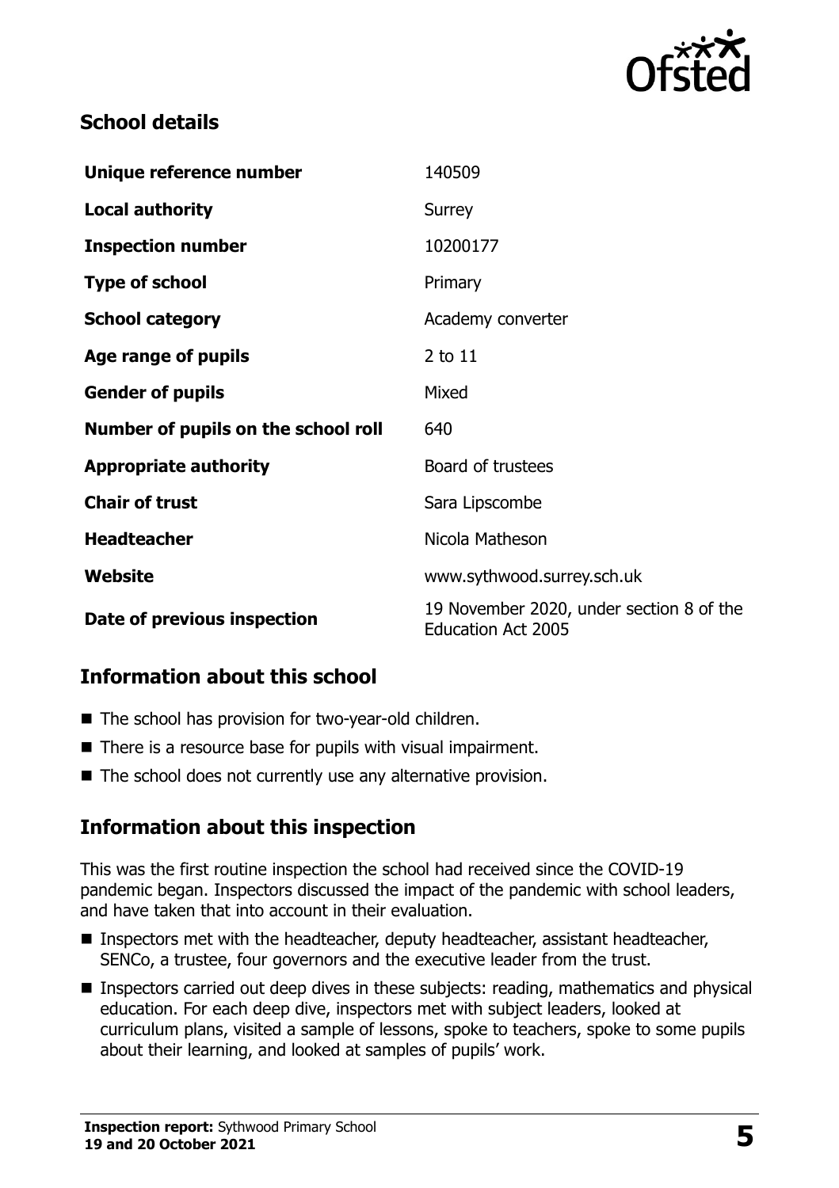## School details

| | |
|---|---|
| **Unique reference number** | 140509 |
| **Local authority** | Surrey |
| **Inspection number** | 10200177 |
| **Type of school** | Primary |
| **School category** | Academy converter |
| **Age range of pupils** | 2 to 11 |
| **Gender of pupils** | Mixed |
| **Number of pupils on the school roll** | 640 |
| **Appropriate authority** | Board of trustees |
| **Chair of trust** | Sara Lipscombe |
| **Headteacher** | Nicola Matheson |
| **Website** | www.sythwood.surrey.sch.uk |
| **Date of previous inspection** | 19 November 2020, under section 8 of the Education Act 2005 |

## Information about this school

- The school has provision for two-year-old children.
- There is a resource base for pupils with visual impairment.
- The school does not currently use any alternative provision.

## Information about this inspection

This was the first routine inspection the school had received since the COVID-19 pandemic began. Inspectors discussed the impact of the pandemic with school leaders, and have taken that into account in their evaluation.

- Inspectors met with the headteacher, deputy headteacher, assistant headteacher, SENCo, a trustee, four governors and the executive leader from the trust.
- Inspectors carried out deep dives in these subjects: reading, mathematics and physical education. For each deep dive, inspectors met with subject leaders, looked at curriculum plans, visited a sample of lessons, spoke to teachers, spoke to some pupils about their learning, and looked at samples of pupils' work.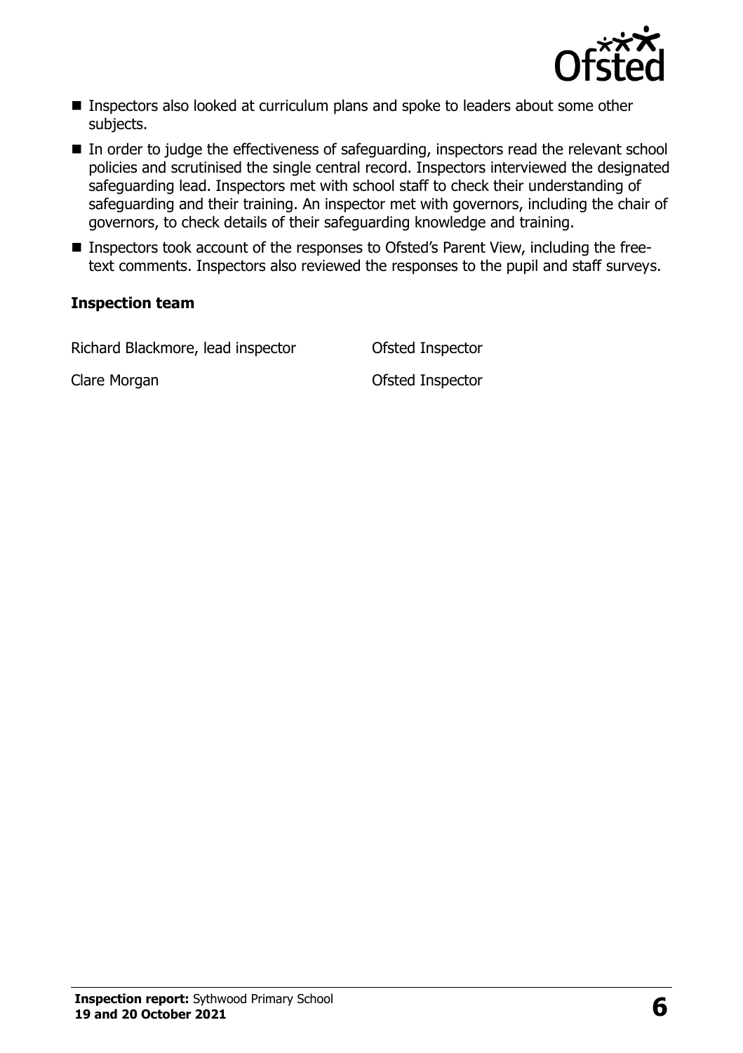- Inspectors also looked at curriculum plans and spoke to leaders about some other subjects.
- In order to judge the effectiveness of safeguarding, inspectors read the relevant school policies and scrutinised the single central record. Inspectors interviewed the designated safeguarding lead. Inspectors met with school staff to check their understanding of safeguarding and their training. An inspector met with governors, including the chair of governors, to check details of their safeguarding knowledge and training.
- Inspectors took account of the responses to Ofsted's Parent View, including the free-text comments. Inspectors also reviewed the responses to the pupil and staff surveys.

### Inspection team

| | |
|---|---|
| Richard Blackmore, lead inspector | Ofsted Inspector |
| Clare Morgan | Ofsted Inspector |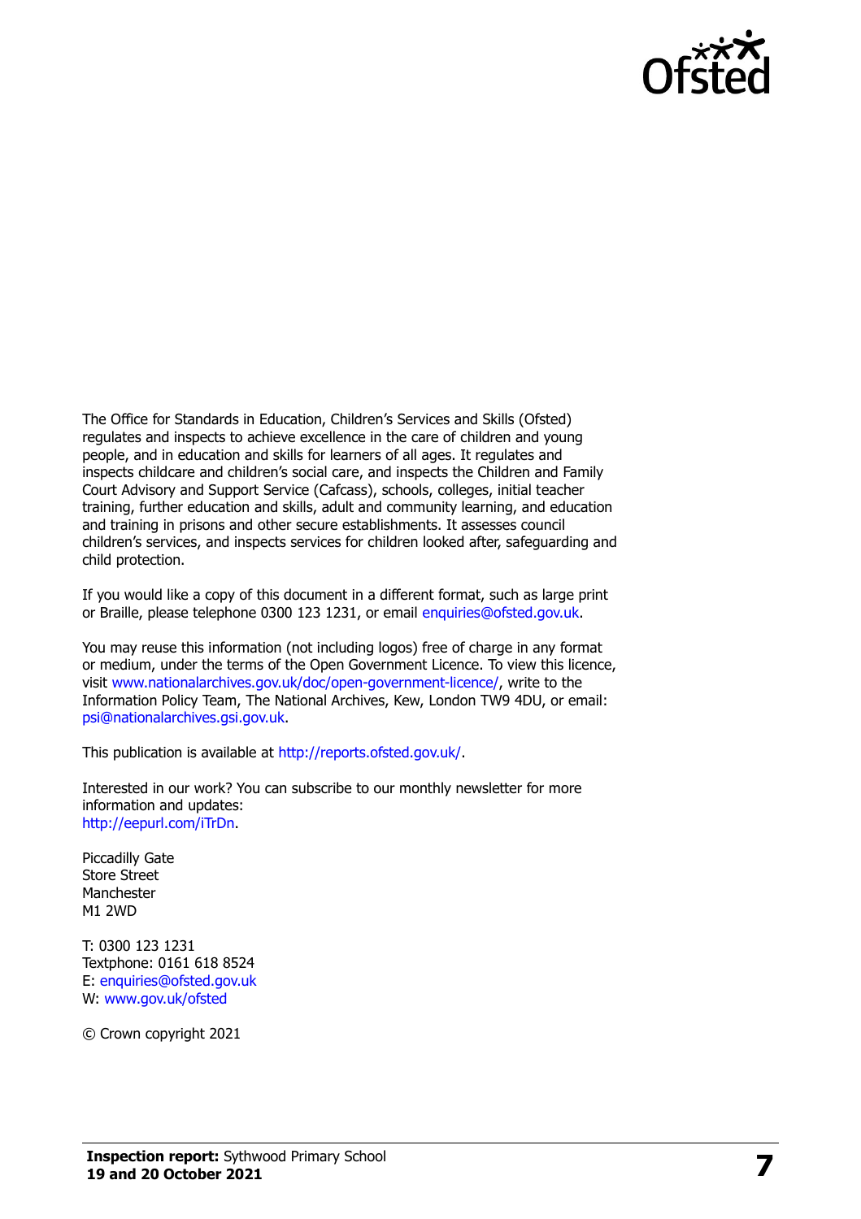The Office for Standards in Education, Children's Services and Skills (Ofsted) regulates and inspects to achieve excellence in the care of children and young people, and in education and skills for learners of all ages. It regulates and inspects childcare and children's social care, and inspects the Children and Family Court Advisory and Support Service (Cafcass), schools, colleges, initial teacher training, further education and skills, adult and community learning, and education and training in prisons and other secure establishments. It assesses council children's services, and inspects services for children looked after, safeguarding and child protection.

If you would like a copy of this document in a different format, such as large print or Braille, please telephone 0300 123 1231, or email enquiries@ofsted.gov.uk.

You may reuse this information (not including logos) free of charge in any format or medium, under the terms of the Open Government Licence. To view this licence, visit www.nationalarchives.gov.uk/doc/open-government-licence/, write to the Information Policy Team, The National Archives, Kew, London TW9 4DU, or email: psi@nationalarchives.gsi.gov.uk.

This publication is available at http://reports.ofsted.gov.uk/.

Interested in our work? You can subscribe to our monthly newsletter for more information and updates:
http://eepurl.com/iTrDn.

Piccadilly Gate
Store Street
Manchester
M1 2WD

T: 0300 123 1231
Textphone: 0161 618 8524
E: enquiries@ofsted.gov.uk
W: www.gov.uk/ofsted

© Crown copyright 2021